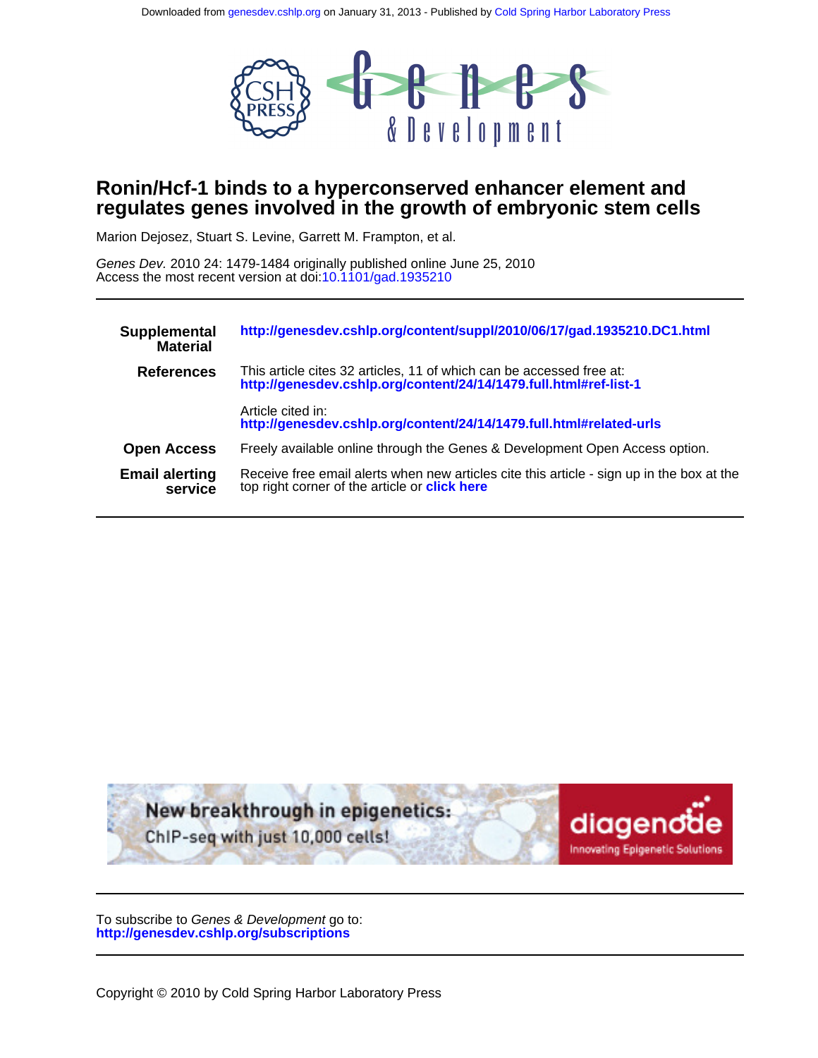Downloaded from genesdev.cshlp.org on January 31, 2013 - Published by Cold Spring Harbor Laboratory Press

# Ronin/Hcf-1 binds to a hyperconserved enhancer element and regulates genes involved in the growth of embryonic stem cells

Marion Dejosez, Stuart S. Levine, Garrett M. Frampton, et al.

*Genes Dev.* 2010 24: 1479-1484 originally published online June 25, 2010
Access the most recent version at doi:10.1101/gad.1935210

| | |
|---|---|
| **Supplemental Material** | **http://genesdev.cshlp.org/content/suppl/2010/06/17/gad.1935210.DC1.html** |
| **References** | This article cites 32 articles, 11 of which can be accessed free at: **http://genesdev.cshlp.org/content/24/14/1479.full.html#ref-list-1** |
| | Article cited in: **http://genesdev.cshlp.org/content/24/14/1479.full.html#related-urls** |
| **Open Access** | Freely available online through the Genes & Development Open Access option. |
| **Email alerting service** | Receive free email alerts when new articles cite this article - sign up in the box at the top right corner of the article or **click here** |

New breakthrough in epigenetics: ChIP-seq with just 10,000 cells! diagenode Innovating Epigenetic Solutions

To subscribe to *Genes & Development* go to:
**http://genesdev.cshlp.org/subscriptions**

Copyright © 2010 by Cold Spring Harbor Laboratory Press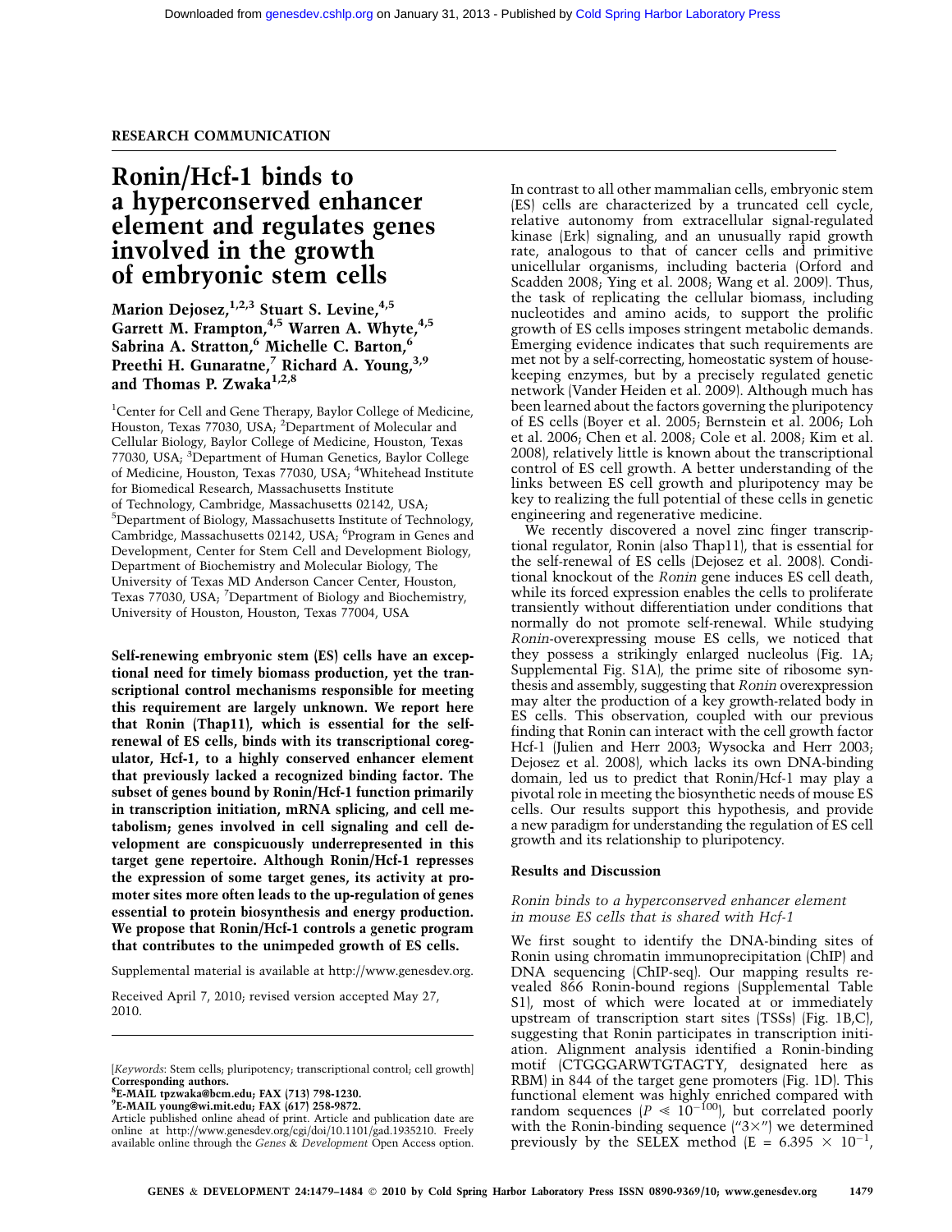RESEARCH COMMUNICATION

# Ronin/Hcf-1 binds to a hyperconserved enhancer element and regulates genes involved in the growth of embryonic stem cells

**Marion Dejosez,[1,2,3] Stuart S. Levine,[4,5] Garrett M. Frampton,[4,5] Warren A. Whyte,[4,5] Sabrina A. Stratton,[6] Michelle C. Barton,[6] Preethi H. Gunaratne,[7] Richard A. Young,[3,9] and Thomas P. Zwaka[1,2,8]**

[1]Center for Cell and Gene Therapy, Baylor College of Medicine, Houston, Texas 77030, USA; [2]Department of Molecular and Cellular Biology, Baylor College of Medicine, Houston, Texas 77030, USA; [3]Department of Human Genetics, Baylor College of Medicine, Houston, Texas 77030, USA; [4]Whitehead Institute for Biomedical Research, Massachusetts Institute of Technology, Cambridge, Massachusetts 02142, USA; [5]Department of Biology, Massachusetts Institute of Technology, Cambridge, Massachusetts 02142, USA; [6]Program in Genes and Development, Center for Stem Cell and Development Biology, Department of Biochemistry and Molecular Biology, The University of Texas MD Anderson Cancer Center, Houston, Texas 77030, USA; [7]Department of Biology and Biochemistry, University of Houston, Houston, Texas 77004, USA

**Self-renewing embryonic stem (ES) cells have an exceptional need for timely biomass production, yet the transcriptional control mechanisms responsible for meeting this requirement are largely unknown. We report here that Ronin (Thap11), which is essential for the self-renewal of ES cells, binds with its transcriptional coregulator, Hcf-1, to a highly conserved enhancer element that previously lacked a recognized binding factor. The subset of genes bound by Ronin/Hcf-1 function primarily in transcription initiation, mRNA splicing, and cell metabolism; genes involved in cell signaling and cell development are conspicuously underrepresented in this target gene repertoire. Although Ronin/Hcf-1 represses the expression of some target genes, its activity at promoter sites more often leads to the up-regulation of genes essential to protein biosynthesis and energy production. We propose that Ronin/Hcf-1 controls a genetic program that contributes to the unimpeded growth of ES cells.**

Supplemental material is available at http://www.genesdev.org.

Received April 7, 2010; revised version accepted May 27, 2010.

[*Keywords*: Stem cells; pluripotency; transcriptional control; cell growth]
**Corresponding authors.**
**[8]E-MAIL tpzwaka@bcm.edu; FAX (713) 798-1230.**
**[9]E-MAIL young@wi.mit.edu; FAX (617) 258-9872.**
Article published online ahead of print. Article and publication date are online at http://www.genesdev.org/cgi/doi/10.1101/gad.1935210. Freely available online through the *Genes & Development* Open Access option.

In contrast to all other mammalian cells, embryonic stem (ES) cells are characterized by a truncated cell cycle, relative autonomy from extracellular signal-regulated kinase (Erk) signaling, and an unusually rapid growth rate, analogous to that of cancer cells and primitive unicellular organisms, including bacteria (Orford and Scadden 2008; Ying et al. 2008; Wang et al. 2009). Thus, the task of replicating the cellular biomass, including nucleotides and amino acids, to support the prolific growth of ES cells imposes stringent metabolic demands. Emerging evidence indicates that such requirements are met not by a self-correcting, homeostatic system of housekeeping enzymes, but by a precisely regulated genetic network (Vander Heiden et al. 2009). Although much has been learned about the factors governing the pluripotency of ES cells (Boyer et al. 2005; Bernstein et al. 2006; Loh et al. 2006; Chen et al. 2008; Cole et al. 2008; Kim et al. 2008), relatively little is known about the transcriptional control of ES cell growth. A better understanding of the links between ES cell growth and pluripotency may be key to realizing the full potential of these cells in genetic engineering and regenerative medicine.

We recently discovered a novel zinc finger transcriptional regulator, Ronin (also Thap11), that is essential for the self-renewal of ES cells (Dejosez et al. 2008). Conditional knockout of the *Ronin* gene induces ES cell death, while its forced expression enables the cells to proliferate transiently without differentiation under conditions that normally do not promote self-renewal. While studying *Ronin*-overexpressing mouse ES cells, we noticed that they possess a strikingly enlarged nucleolus (Fig. 1A; Supplemental Fig. S1A), the prime site of ribosome synthesis and assembly, suggesting that *Ronin* overexpression may alter the production of a key growth-related body in ES cells. This observation, coupled with our previous finding that Ronin can interact with the cell growth factor Hcf-1 (Julien and Herr 2003; Wysocka and Herr 2003; Dejosez et al. 2008), which lacks its own DNA-binding domain, led us to predict that Ronin/Hcf-1 may play a pivotal role in meeting the biosynthetic needs of mouse ES cells. Our results support this hypothesis, and provide a new paradigm for understanding the regulation of ES cell growth and its relationship to pluripotency.

## Results and Discussion

### *Ronin binds to a hyperconserved enhancer element in mouse ES cells that is shared with Hcf-1*

We first sought to identify the DNA-binding sites of Ronin using chromatin immunoprecipitation (ChIP) and DNA sequencing (ChIP-seq). Our mapping results revealed 866 Ronin-bound regions (Supplemental Table S1), most of which were located at or immediately upstream of transcription start sites (TSSs) (Fig. 1B,C), suggesting that Ronin participates in transcription initiation. Alignment analysis identified a Ronin-binding motif (CTGGGARWTGTAGTY, designated here as RBM) in 844 of the target gene promoters (Fig. 1D). This functional element was highly enriched compared with random sequences ($P \ll 10^{-100}$), but correlated poorly with the Ronin-binding sequence ("3×") we determined previously by the SELEX method ($E = 6.395 \times 10^{-1}$,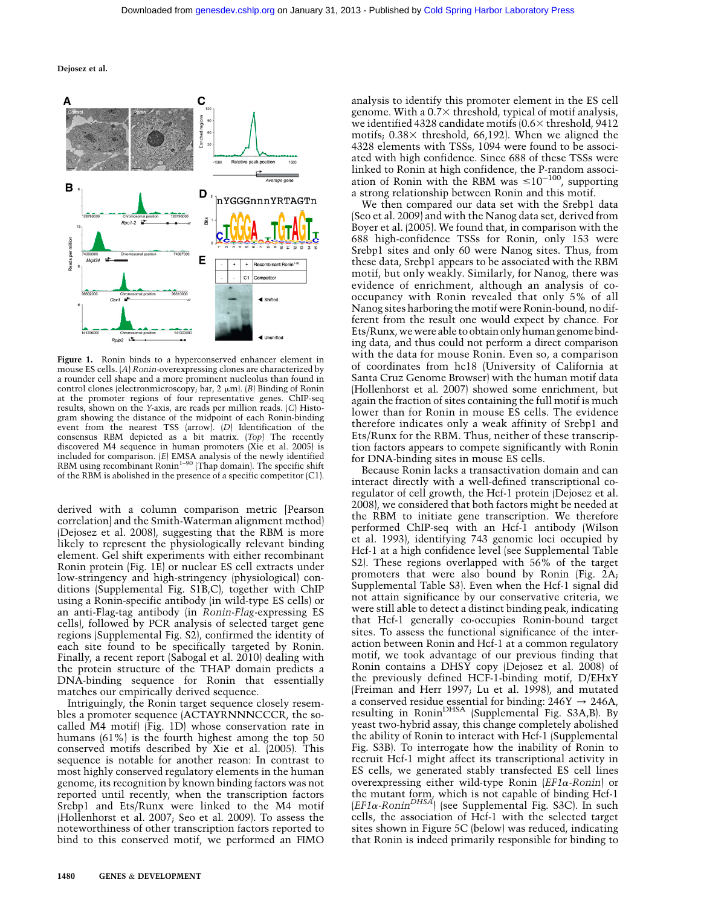**Figure 1.** Ronin binds to a hyperconserved enhancer element in mouse ES cells. (*A*) *Ronin*-overexpressing clones are characterized by a rounder cell shape and a more prominent nucleolus than found in control clones (electronmicroscopy; bar, 2 μm). (*B*) Binding of Ronin at the promoter regions of four representative genes. ChIP-seq results, shown on the *Y*-axis, are reads per million reads. (*C*) Histogram showing the distance of the midpoint of each Ronin-binding event from the nearest TSS (arrow). (*D*) Identification of the consensus RBM depicted as a bit matrix. (*Top*) The recently discovered M4 sequence in human promoters (Xie et al. 2005) is included for comparison. (*E*) EMSA analysis of the newly identified RBM using recombinant Ronin$^{1-90}$ (Thap domain). The specific shift of the RBM is abolished in the presence of a specific competitor (C1).

derived with a column comparison metric [Pearson correlation] and the Smith-Waterman alignment method] (Dejosez et al. 2008), suggesting that the RBM is more likely to represent the physiologically relevant binding element. Gel shift experiments with either recombinant Ronin protein (Fig. 1E) or nuclear ES cell extracts under low-stringency and high-stringency (physiological) conditions (Supplemental Fig. S1B,C), together with ChIP using a Ronin-specific antibody (in wild-type ES cells) or an anti-Flag-tag antibody (in *Ronin-Flag*-expressing ES cells), followed by PCR analysis of selected target gene regions (Supplemental Fig. S2), confirmed the identity of each site found to be specifically targeted by Ronin. Finally, a recent report (Sabogal et al. 2010) dealing with the protein structure of the THAP domain predicts a DNA-binding sequence for Ronin that essentially matches our empirically derived sequence.

Intriguingly, the Ronin target sequence closely resembles a promoter sequence (ACTAYRNNNCCCR, the so-called M4 motif) (Fig. 1D) whose conservation rate in humans (61%) is the fourth highest among the top 50 conserved motifs described by Xie et al. (2005). This sequence is notable for another reason: In contrast to most highly conserved regulatory elements in the human genome, its recognition by known binding factors was not reported until recently, when the transcription factors Srebp1 and Ets/Runx were linked to the M4 motif (Hollenhorst et al. 2007; Seo et al. 2009). To assess the noteworthiness of other transcription factors reported to bind to this conserved motif, we performed an FIMO analysis to identify this promoter element in the ES cell genome. With a 0.7× threshold, typical of motif analysis, we identified 4328 candidate motifs (0.6× threshold, 9412 motifs; 0.38× threshold, 66,192). When we aligned the 4328 elements with TSSs, 1094 were found to be associated with high confidence. Since 688 of these TSSs were linked to Ronin at high confidence, the P-random association of Ronin with the RBM was $\leq 10^{-100}$, supporting a strong relationship between Ronin and this motif.

We then compared our data set with the Srebp1 data (Seo et al. 2009) and with the Nanog data set, derived from Boyer et al. (2005). We found that, in comparison with the 688 high-confidence TSSs for Ronin, only 153 were Srebp1 sites and only 60 were Nanog sites. Thus, from these data, Srebp1 appears to be associated with the RBM motif, but only weakly. Similarly, for Nanog, there was evidence of enrichment, although an analysis of co-occupancy with Ronin revealed that only 5% of all Nanog sites harboring the motif were Ronin-bound, no different from the result one would expect by chance. For Ets/Runx, we were able to obtain only human genome binding data, and thus could not perform a direct comparison with the data for mouse Ronin. Even so, a comparison of coordinates from hc18 (University of California at Santa Cruz Genome Browser) with the human motif data (Hollenhorst et al. 2007) showed some enrichment, but again the fraction of sites containing the full motif is much lower than for Ronin in mouse ES cells. The evidence therefore indicates only a weak affinity of Srebp1 and Ets/Runx for the RBM. Thus, neither of these transcription factors appears to compete significantly with Ronin for DNA-binding sites in mouse ES cells.

Because Ronin lacks a transactivation domain and can interact directly with a well-defined transcriptional coregulator of cell growth, the Hcf-1 protein (Dejosez et al. 2008), we considered that both factors might be needed at the RBM to initiate gene transcription. We therefore performed ChIP-seq with an Hcf-1 antibody (Wilson et al. 1993), identifying 743 genomic loci occupied by Hcf-1 at a high confidence level (see Supplemental Table S2). These regions overlapped with 56% of the target promoters that were also bound by Ronin (Fig. 2A; Supplemental Table S3). Even when the Hcf-1 signal did not attain significance by our conservative criteria, we were still able to detect a distinct binding peak, indicating that Hcf-1 generally co-occupies Ronin-bound target sites. To assess the functional significance of the interaction between Ronin and Hcf-1 at a common regulatory motif, we took advantage of our previous finding that Ronin contains a DHSY copy (Dejosez et al. 2008) of the previously defined HCF-1-binding motif, D/EHxY (Freiman and Herr 1997; Lu et al. 1998), and mutated a conserved residue essential for binding: 246Y → 246A, resulting in Ronin$^{DHSA}$ (Supplemental Fig. S3A,B). By yeast two-hybrid assay, this change completely abolished the ability of Ronin to interact with Hcf-1 (Supplemental Fig. S3B). To interrogate how the inability of Ronin to recruit Hcf-1 might affect its transcriptional activity in ES cells, we generated stably transfected ES cell lines overexpressing either wild-type Ronin (*EF1α-Ronin*) or the mutant form, which is not capable of binding Hcf-1 (*EF1α-Ronin$^{DHSA}$*) (see Supplemental Fig. S3C). In such cells, the association of Hcf-1 with the selected target sites shown in Figure 5C (below) was reduced, indicating that Ronin is indeed primarily responsible for binding to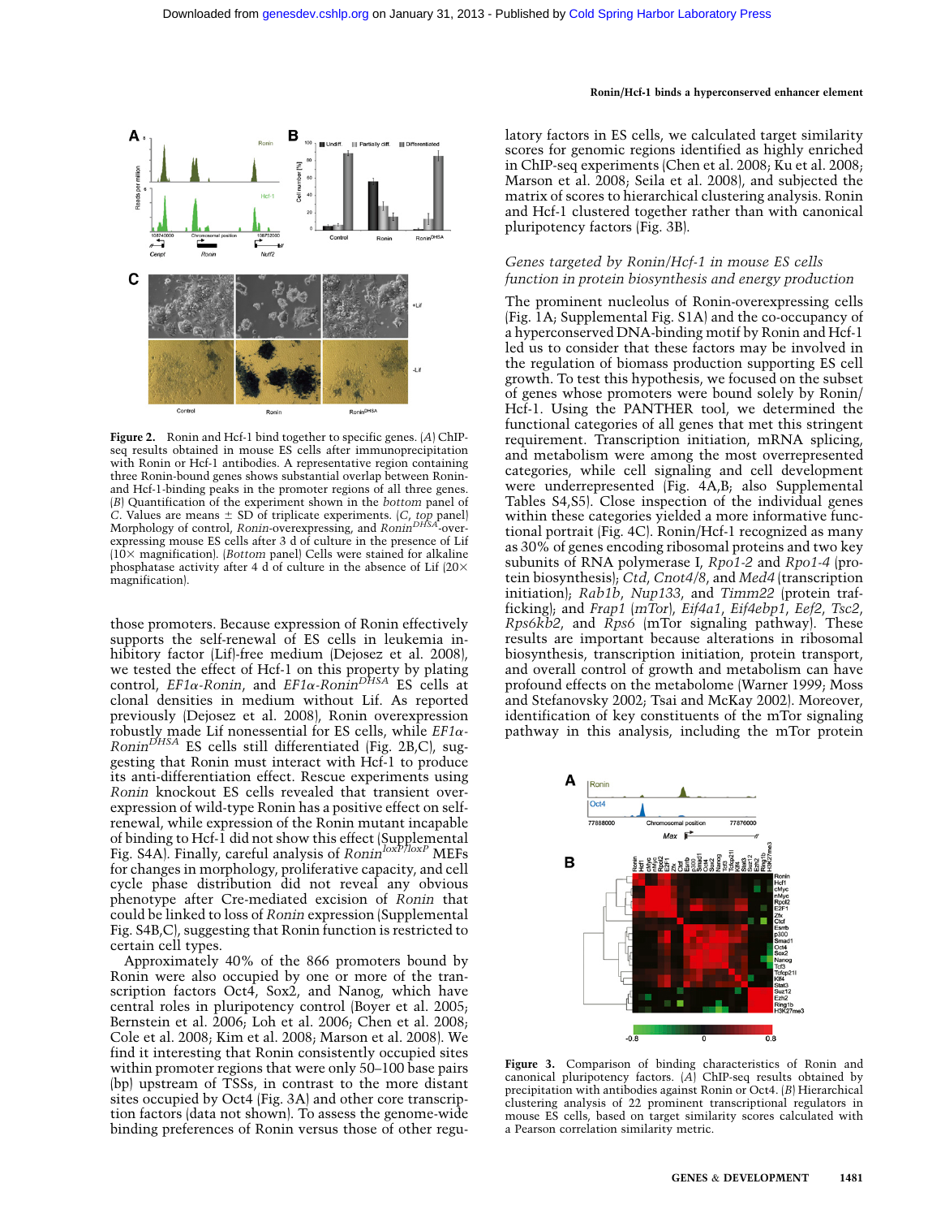**Figure 2.** Ronin and Hcf-1 bind together to specific genes. (*A*) ChIP-seq results obtained in mouse ES cells after immunoprecipitation with Ronin or Hcf-1 antibodies. A representative region containing three Ronin-bound genes shows substantial overlap between Ronin- and Hcf-1-binding peaks in the promoter regions of all three genes. (*B*) Quantification of the experiment shown in the *bottom* panel of *C*. Values are means ± SD of triplicate experiments. (*C*, *top* panel) Morphology of control, *Ronin*-overexpressing, and $Ronin^{DHSA}$-overexpressing mouse ES cells after 3 d of culture in the presence of Lif (10× magnification). (*Bottom* panel) Cells were stained for alkaline phosphatase activity after 4 d of culture in the absence of Lif (20× magnification).

those promoters. Because expression of Ronin effectively supports the self-renewal of ES cells in leukemia inhibitory factor (Lif)-free medium (Dejosez et al. 2008), we tested the effect of Hcf-1 on this property by plating control, *EF1α-Ronin*, and *EF1α-*$Ronin^{DHSA}$ ES cells at clonal densities in medium without Lif. As reported previously (Dejosez et al. 2008), Ronin overexpression robustly made Lif nonessential for ES cells, while *EF1α-*$Ronin^{DHSA}$ ES cells still differentiated (Fig. 2B,C), suggesting that Ronin must interact with Hcf-1 to produce its anti-differentiation effect. Rescue experiments using *Ronin* knockout ES cells revealed that transient overexpression of wild-type Ronin has a positive effect on self-renewal, while expression of the Ronin mutant incapable of binding to Hcf-1 did not show this effect (Supplemental Fig. S4A). Finally, careful analysis of $Ronin^{loxP/loxP}$ MEFs for changes in morphology, proliferative capacity, and cell cycle phase distribution did not reveal any obvious phenotype after Cre-mediated excision of *Ronin* that could be linked to loss of *Ronin* expression (Supplemental Fig. S4B,C), suggesting that Ronin function is restricted to certain cell types.

Approximately 40% of the 866 promoters bound by Ronin were also occupied by one or more of the transcription factors Oct4, Sox2, and Nanog, which have central roles in pluripotency control (Boyer et al. 2005; Bernstein et al. 2006; Loh et al. 2006; Chen et al. 2008; Cole et al. 2008; Kim et al. 2008; Marson et al. 2008). We find it interesting that Ronin consistently occupied sites within promoter regions that were only 50–100 base pairs (bp) upstream of TSSs, in contrast to the more distant sites occupied by Oct4 (Fig. 3A) and other core transcription factors (data not shown). To assess the genome-wide binding preferences of Ronin versus those of other regulatory factors in ES cells, we calculated target similarity scores for genomic regions identified as highly enriched in ChIP-seq experiments (Chen et al. 2008; Ku et al. 2008; Marson et al. 2008; Seila et al. 2008), and subjected the matrix of scores to hierarchical clustering analysis. Ronin and Hcf-1 clustered together rather than with canonical pluripotency factors (Fig. 3B).

### *Genes targeted by Ronin/Hcf-1 in mouse ES cells function in protein biosynthesis and energy production*

The prominent nucleolus of Ronin-overexpressing cells (Fig. 1A; Supplemental Fig. S1A) and the co-occupancy of a hyperconserved DNA-binding motif by Ronin and Hcf-1 led us to consider that these factors may be involved in the regulation of biomass production supporting ES cell growth. To test this hypothesis, we focused on the subset of genes whose promoters were bound solely by Ronin/Hcf-1. Using the PANTHER tool, we determined the functional categories of all genes that met this stringent requirement. Transcription initiation, mRNA splicing, and metabolism were among the most overrepresented categories, while cell signaling and cell development were underrepresented (Fig. 4A,B; also Supplemental Tables S4,S5). Close inspection of the individual genes within these categories yielded a more informative functional portrait (Fig. 4C). Ronin/Hcf-1 recognized as many as 30% of genes encoding ribosomal proteins and two key subunits of RNA polymerase I, *Rpo1-2* and *Rpo1-4* (protein biosynthesis); *Ctd*, *Cnot4/8*, and *Med4* (transcription initiation); *Rab1b*, *Nup133*, and *Timm22* (protein trafficking); and *Frap1* (*mTor*), *Eif4a1*, *Eif4ebp1*, *Eef2*, *Tsc2*, *Rps6kb2*, and *Rps6* (mTor signaling pathway). These results are important because alterations in ribosomal biosynthesis, transcription initiation, protein transport, and overall control of growth and metabolism can have profound effects on the metabolome (Warner 1999; Moss and Stefanovsky 2002; Tsai and McKay 2002). Moreover, identification of key constituents of the mTor signaling pathway in this analysis, including the mTor protein

**Figure 3.** Comparison of binding characteristics of Ronin and canonical pluripotency factors. (*A*) ChIP-seq results obtained by precipitation with antibodies against Ronin or Oct4. (*B*) Hierarchical clustering analysis of 22 prominent transcriptional regulators in mouse ES cells, based on target similarity scores calculated with a Pearson correlation similarity metric.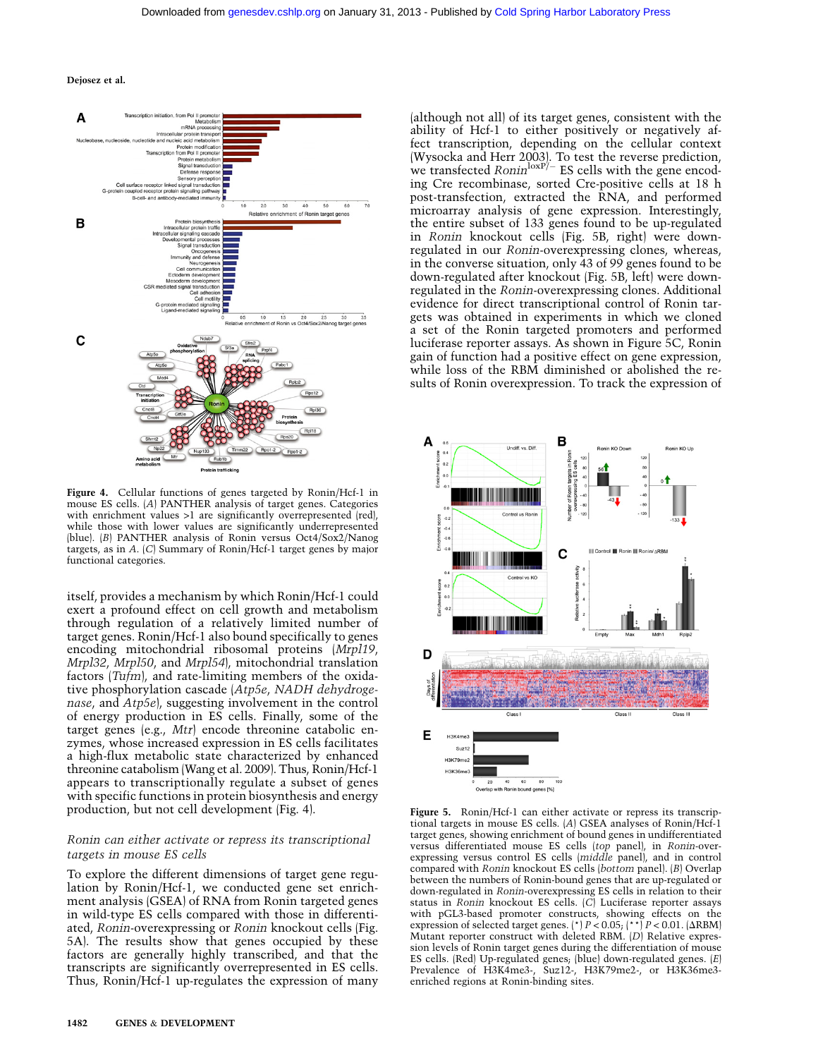Figure 4. Cellular functions of genes targeted by Ronin/Hcf-1 in mouse ES cells. (*A*) PANTHER analysis of target genes. Categories with enrichment values >1 are significantly overrepresented (red), while those with lower values are significantly underrepresented (blue). (*B*) PANTHER analysis of Ronin versus Oct4/Sox2/Nanog targets, as in *A*. (*C*) Summary of Ronin/Hcf-1 target genes by major functional categories.

itself, provides a mechanism by which Ronin/Hcf-1 could exert a profound effect on cell growth and metabolism through regulation of a relatively limited number of target genes. Ronin/Hcf-1 also bound specifically to genes encoding mitochondrial ribosomal proteins (*Mrpl19*, *Mrpl32*, *Mrpl50*, and *Mrpl54*), mitochondrial translation factors (*Tufm*), and rate-limiting members of the oxidative phosphorylation cascade (*Atp5e*, *NADH dehydrogenase*, and *Atp5e*), suggesting involvement in the control of energy production in ES cells. Finally, some of the target genes (e.g., *Mtr*) encode threonine catabolic enzymes, whose increased expression in ES cells facilitates a high-flux metabolic state characterized by enhanced threonine catabolism (Wang et al. 2009). Thus, Ronin/Hcf-1 appears to transcriptionally regulate a subset of genes with specific functions in protein biosynthesis and energy production, but not cell development (Fig. 4).

### *Ronin can either activate or repress its transcriptional targets in mouse ES cells*

To explore the different dimensions of target gene regulation by Ronin/Hcf-1, we conducted gene set enrichment analysis (GSEA) of RNA from Ronin targeted genes in wild-type ES cells compared with those in differentiated, *Ronin*-overexpressing or *Ronin* knockout cells (Fig. 5A). The results show that genes occupied by these factors are generally highly transcribed, and that the transcripts are significantly overrepresented in ES cells. Thus, Ronin/Hcf-1 up-regulates the expression of many (although not all) of its target genes, consistent with the ability of Hcf-1 to either positively or negatively affect transcription, depending on the cellular context (Wysocka and Herr 2003). To test the reverse prediction, we transfected $Ronin^{loxP/-}$ ES cells with the gene encoding Cre recombinase, sorted Cre-positive cells at 18 h post-transfection, extracted the RNA, and performed microarray analysis of gene expression. Interestingly, the entire subset of 133 genes found to be up-regulated in *Ronin* knockout cells (Fig. 5B, right) were down-regulated in our *Ronin*-overexpressing clones, whereas, in the converse situation, only 43 of 99 genes found to be down-regulated after knockout (Fig. 5B, left) were down-regulated in the *Ronin*-overexpressing clones. Additional evidence for direct transcriptional control of Ronin targets was obtained in experiments in which we cloned a set of the Ronin targeted promoters and performed luciferase reporter assays. As shown in Figure 5C, Ronin gain of function had a positive effect on gene expression, while loss of the RBM diminished or abolished the results of Ronin overexpression. To track the expression of

Figure 5. Ronin/Hcf-1 can either activate or repress its transcriptional targets in mouse ES cells. (*A*) GSEA analyses of Ronin/Hcf-1 target genes, showing enrichment of bound genes in undifferentiated versus differentiated mouse ES cells (*top* panel), in *Ronin*-overexpressing versus control ES cells (*middle* panel), and in control compared with *Ronin* knockout ES cells (*bottom* panel). (*B*) Overlap between the numbers of Ronin-bound genes that are up-regulated or down-regulated in *Ronin*-overexpressing ES cells in relation to their status in *Ronin* knockout ES cells. (*C*) Luciferase reporter assays with pGL3-based promoter constructs, showing effects on the expression of selected target genes. (*) $P < 0.05$; (**) $P < 0.01$. (ΔRBM) Mutant reporter construct with deleted RBM. (*D*) Relative expression levels of Ronin target genes during the differentiation of mouse ES cells. (Red) Up-regulated genes; (blue) down-regulated genes. (*E*) Prevalence of H3K4me3-, Suz12-, H3K79me2-, or H3K36me3-enriched regions at Ronin-binding sites.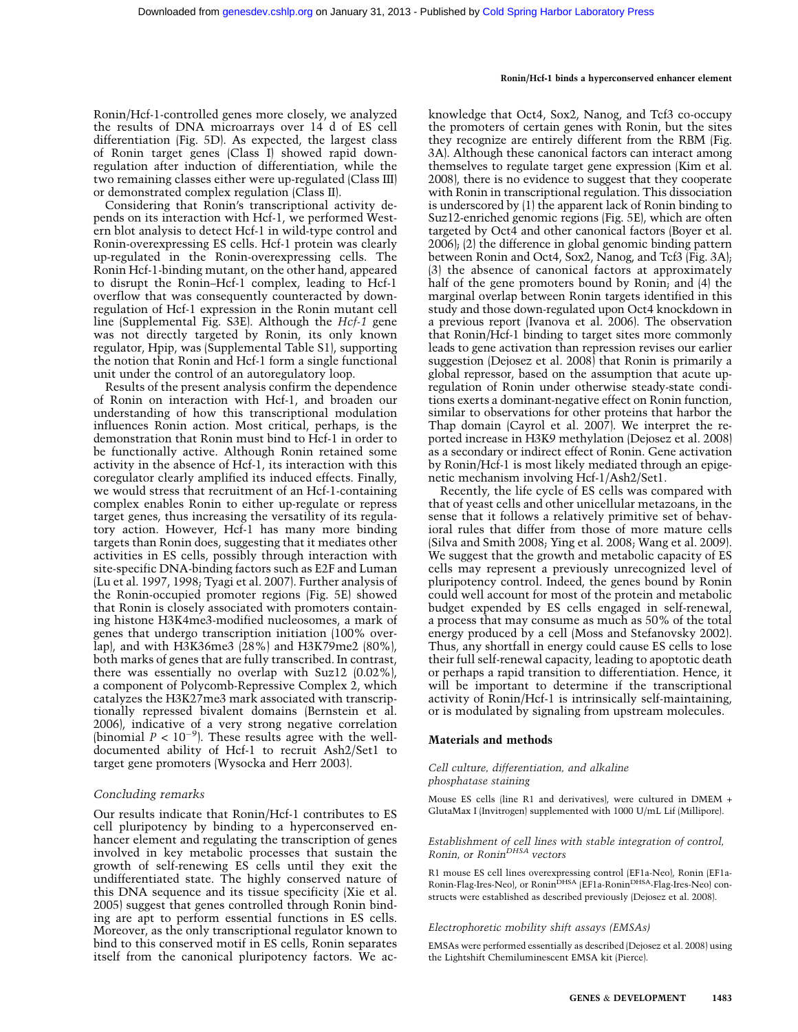Ronin/Hcf-1-controlled genes more closely, we analyzed the results of DNA microarrays over 14 d of ES cell differentiation (Fig. 5D). As expected, the largest class of Ronin target genes (Class I) showed rapid down-regulation after induction of differentiation, while the two remaining classes either were up-regulated (Class III) or demonstrated complex regulation (Class II).

Considering that Ronin's transcriptional activity depends on its interaction with Hcf-1, we performed Western blot analysis to detect Hcf-1 in wild-type control and Ronin-overexpressing ES cells. Hcf-1 protein was clearly up-regulated in the Ronin-overexpressing cells. The Ronin Hcf-1-binding mutant, on the other hand, appeared to disrupt the Ronin–Hcf-1 complex, leading to Hcf-1 overflow that was consequently counteracted by down-regulation of Hcf-1 expression in the Ronin mutant cell line (Supplemental Fig. S3E). Although the *Hcf-1* gene was not directly targeted by Ronin, its only known regulator, Hpip, was (Supplemental Table S1), supporting the notion that Ronin and Hcf-1 form a single functional unit under the control of an autoregulatory loop.

Results of the present analysis confirm the dependence of Ronin on interaction with Hcf-1, and broaden our understanding of how this transcriptional modulation influences Ronin action. Most critical, perhaps, is the demonstration that Ronin must bind to Hcf-1 in order to be functionally active. Although Ronin retained some activity in the absence of Hcf-1, its interaction with this coregulator clearly amplified its induced effects. Finally, we would stress that recruitment of an Hcf-1-containing complex enables Ronin to either up-regulate or repress target genes, thus increasing the versatility of its regulatory action. However, Hcf-1 has many more binding targets than Ronin does, suggesting that it mediates other activities in ES cells, possibly through interaction with site-specific DNA-binding factors such as E2F and Luman (Lu et al. 1997, 1998; Tyagi et al. 2007). Further analysis of the Ronin-occupied promoter regions (Fig. 5E) showed that Ronin is closely associated with promoters containing histone H3K4me3-modified nucleosomes, a mark of genes that undergo transcription initiation (100% overlap), and with H3K36me3 (28%) and H3K79me2 (80%), both marks of genes that are fully transcribed. In contrast, there was essentially no overlap with Suz12 (0.02%), a component of Polycomb-Repressive Complex 2, which catalyzes the H3K27me3 mark associated with transcriptionally repressed bivalent domains (Bernstein et al. 2006), indicative of a very strong negative correlation (binomial $P < 10^{-9}$). These results agree with the well-documented ability of Hcf-1 to recruit Ash2/Set1 to target gene promoters (Wysocka and Herr 2003).

### *Concluding remarks*

Our results indicate that Ronin/Hcf-1 contributes to ES cell pluripotency by binding to a hyperconserved enhancer element and regulating the transcription of genes involved in key metabolic processes that sustain the growth of self-renewing ES cells until they exit the undifferentiated state. The highly conserved nature of this DNA sequence and its tissue specificity (Xie et al. 2005) suggest that genes controlled through Ronin binding are apt to perform essential functions in ES cells. Moreover, as the only transcriptional regulator known to bind to this conserved motif in ES cells, Ronin separates itself from the canonical pluripotency factors. We acknowledge that Oct4, Sox2, Nanog, and Tcf3 co-occupy the promoters of certain genes with Ronin, but the sites they recognize are entirely different from the RBM (Fig. 3A). Although these canonical factors can interact among themselves to regulate target gene expression (Kim et al. 2008), there is no evidence to suggest that they cooperate with Ronin in transcriptional regulation. This dissociation is underscored by (1) the apparent lack of Ronin binding to Suz12-enriched genomic regions (Fig. 5E), which are often targeted by Oct4 and other canonical factors (Boyer et al. 2006); (2) the difference in global genomic binding pattern between Ronin and Oct4, Sox2, Nanog, and Tcf3 (Fig. 3A); (3) the absence of canonical factors at approximately half of the gene promoters bound by Ronin; and (4) the marginal overlap between Ronin targets identified in this study and those down-regulated upon Oct4 knockdown in a previous report (Ivanova et al. 2006). The observation that Ronin/Hcf-1 binding to target sites more commonly leads to gene activation than repression revises our earlier suggestion (Dejosez et al. 2008) that Ronin is primarily a global repressor, based on the assumption that acute up-regulation of Ronin under otherwise steady-state conditions exerts a dominant-negative effect on Ronin function, similar to observations for other proteins that harbor the Thap domain (Cayrol et al. 2007). We interpret the reported increase in H3K9 methylation (Dejosez et al. 2008) as a secondary or indirect effect of Ronin. Gene activation by Ronin/Hcf-1 is most likely mediated through an epigenetic mechanism involving Hcf-1/Ash2/Set1.

Recently, the life cycle of ES cells was compared with that of yeast cells and other unicellular metazoans, in the sense that it follows a relatively primitive set of behavioral rules that differ from those of more mature cells (Silva and Smith 2008; Ying et al. 2008; Wang et al. 2009). We suggest that the growth and metabolic capacity of ES cells may represent a previously unrecognized level of pluripotency control. Indeed, the genes bound by Ronin could well account for most of the protein and metabolic budget expended by ES cells engaged in self-renewal, a process that may consume as much as 50% of the total energy produced by a cell (Moss and Stefanovsky 2002). Thus, any shortfall in energy could cause ES cells to lose their full self-renewal capacity, leading to apoptotic death or perhaps a rapid transition to differentiation. Hence, it will be important to determine if the transcriptional activity of Ronin/Hcf-1 is intrinsically self-maintaining, or is modulated by signaling from upstream molecules.

## Materials and methods

### *Cell culture, differentiation, and alkaline phosphatase staining*

Mouse ES cells (line R1 and derivatives), were cultured in DMEM + GlutaMax I (Invitrogen) supplemented with 1000 U/mL Lif (Millipore).

### *Establishment of cell lines with stable integration of control, Ronin, or Ronin$^{DHSA}$ vectors*

R1 mouse ES cell lines overexpressing control (EF1a-Neo), Ronin (EF1a-Ronin-Flag-Ires-Neo), or Ronin$^{DHSA}$ (EF1a-Ronin$^{DHSA}$-Flag-Ires-Neo) constructs were established as described previously (Dejosez et al. 2008).

### *Electrophoretic mobility shift assays (EMSAs)*

EMSAs were performed essentially as described (Dejosez et al. 2008) using the Lightshift Chemiluminescent EMSA kit (Pierce).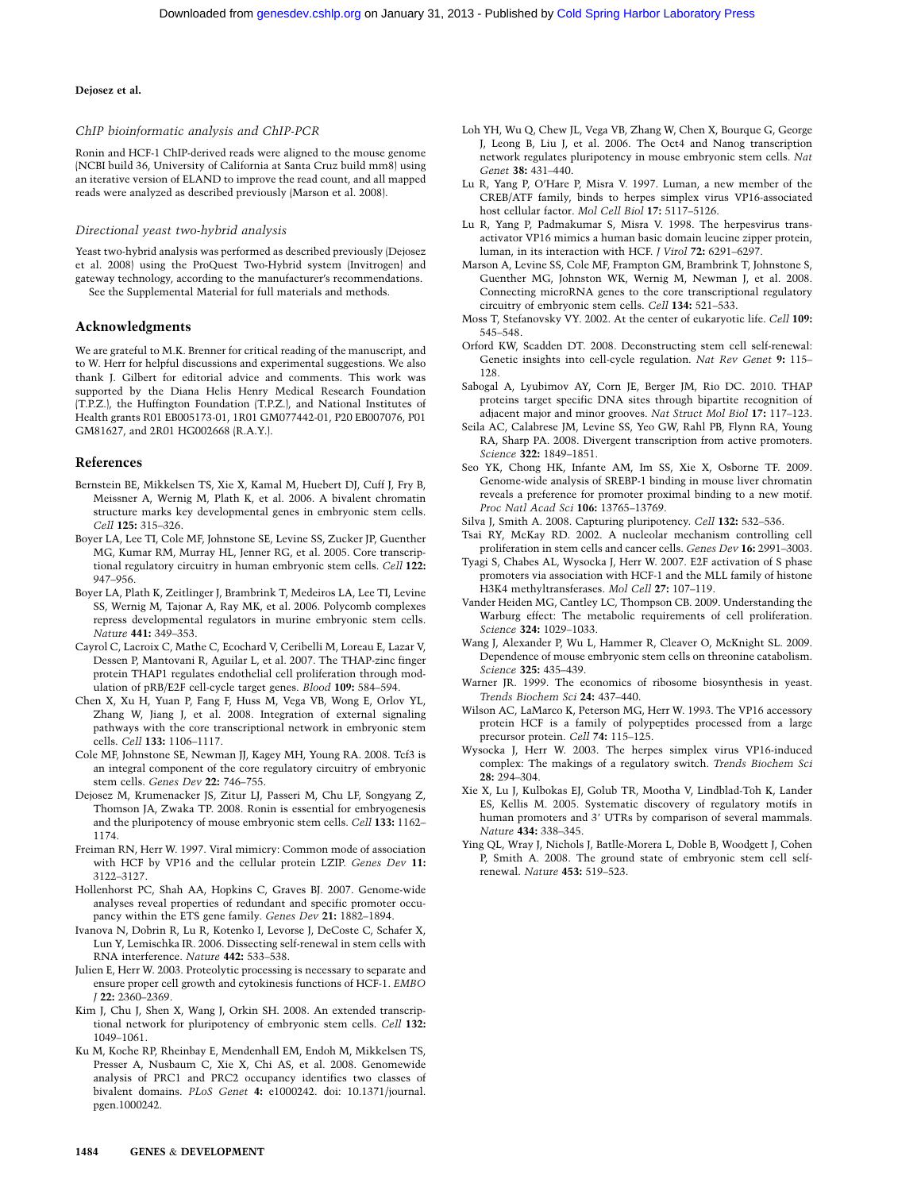### ChIP bioinformatic analysis and ChIP-PCR

Ronin and HCF-1 ChIP-derived reads were aligned to the mouse genome (NCBI build 36, University of California at Santa Cruz build mm8) using an iterative version of ELAND to improve the read count, and all mapped reads were analyzed as described previously (Marson et al. 2008).

### Directional yeast two-hybrid analysis

Yeast two-hybrid analysis was performed as described previously (Dejosez et al. 2008) using the ProQuest Two-Hybrid system (Invitrogen) and gateway technology, according to the manufacturer's recommendations.

See the Supplemental Material for full materials and methods.

## Acknowledgments

We are grateful to M.K. Brenner for critical reading of the manuscript, and to W. Herr for helpful discussions and experimental suggestions. We also thank J. Gilbert for editorial advice and comments. This work was supported by the Diana Helis Henry Medical Research Foundation (T.P.Z.), the Huffington Foundation (T.P.Z.), and National Institutes of Health grants R01 EB005173-01, 1R01 GM077442-01, P20 EB007076, P01 GM81627, and 2R01 HG002668 (R.A.Y.).

## References

Bernstein BE, Mikkelsen TS, Xie X, Kamal M, Huebert DJ, Cuff J, Fry B, Meissner A, Wernig M, Plath K, et al. 2006. A bivalent chromatin structure marks key developmental genes in embryonic stem cells. *Cell* **125:** 315–326.

Boyer LA, Lee TI, Cole MF, Johnstone SE, Levine SS, Zucker JP, Guenther MG, Kumar RM, Murray HL, Jenner RG, et al. 2005. Core transcriptional regulatory circuitry in human embryonic stem cells. *Cell* **122:** 947–956.

Boyer LA, Plath K, Zeitlinger J, Brambrink T, Medeiros LA, Lee TI, Levine SS, Wernig M, Tajonar A, Ray MK, et al. 2006. Polycomb complexes repress developmental regulators in murine embryonic stem cells. *Nature* **441:** 349–353.

Cayrol C, Lacroix C, Mathe C, Ecochard V, Ceribelli M, Loreau E, Lazar V, Dessen P, Mantovani R, Aguilar L, et al. 2007. The THAP-zinc finger protein THAP1 regulates endothelial cell proliferation through modulation of pRB/E2F cell-cycle target genes. *Blood* **109:** 584–594.

Chen X, Xu H, Yuan P, Fang F, Huss M, Vega VB, Wong E, Orlov YL, Zhang W, Jiang J, et al. 2008. Integration of external signaling pathways with the core transcriptional network in embryonic stem cells. *Cell* **133:** 1106–1117.

Cole MF, Johnstone SE, Newman JJ, Kagey MH, Young RA. 2008. Tcf3 is an integral component of the core regulatory circuitry of embryonic stem cells. *Genes Dev* **22:** 746–755.

Dejosez M, Krumenacker JS, Zitur LJ, Passeri M, Chu LF, Songyang Z, Thomson JA, Zwaka TP. 2008. Ronin is essential for embryogenesis and the pluripotency of mouse embryonic stem cells. *Cell* **133:** 1162–1174.

Freiman RN, Herr W. 1997. Viral mimicry: Common mode of association with HCF by VP16 and the cellular protein LZIP. *Genes Dev* **11:** 3122–3127.

Hollenhorst PC, Shah AA, Hopkins C, Graves BJ. 2007. Genome-wide analyses reveal properties of redundant and specific promoter occupancy within the ETS gene family. *Genes Dev* **21:** 1882–1894.

Ivanova N, Dobrin R, Lu R, Kotenko I, Levorse J, DeCoste C, Schafer X, Lun Y, Lemischka IR. 2006. Dissecting self-renewal in stem cells with RNA interference. *Nature* **442:** 533–538.

Julien E, Herr W. 2003. Proteolytic processing is necessary to separate and ensure proper cell growth and cytokinesis functions of HCF-1. *EMBO J* **22:** 2360–2369.

Kim J, Chu J, Shen X, Wang J, Orkin SH. 2008. An extended transcriptional network for pluripotency of embryonic stem cells. *Cell* **132:** 1049–1061.

Ku M, Koche RP, Rheinbay E, Mendenhall EM, Endoh M, Mikkelsen TS, Presser A, Nusbaum C, Xie X, Chi AS, et al. 2008. Genomewide analysis of PRC1 and PRC2 occupancy identifies two classes of bivalent domains. *PLoS Genet* **4:** e1000242. doi: 10.1371/journal.pgen.1000242.

Loh YH, Wu Q, Chew JL, Vega VB, Zhang W, Chen X, Bourque G, George J, Leong B, Liu J, et al. 2006. The Oct4 and Nanog transcription network regulates pluripotency in mouse embryonic stem cells. *Nat Genet* **38:** 431–440.

Lu R, Yang P, O'Hare P, Misra V. 1997. Luman, a new member of the CREB/ATF family, binds to herpes simplex virus VP16-associated host cellular factor. *Mol Cell Biol* **17:** 5117–5126.

Lu R, Yang P, Padmakumar S, Misra V. 1998. The herpesvirus transactivator VP16 mimics a human basic domain leucine zipper protein, luman, in its interaction with HCF. *J Virol* **72:** 6291–6297.

Marson A, Levine SS, Cole MF, Frampton GM, Brambrink T, Johnstone S, Guenther MG, Johnston WK, Wernig M, Newman J, et al. 2008. Connecting microRNA genes to the core transcriptional regulatory circuitry of embryonic stem cells. *Cell* **134:** 521–533.

Moss T, Stefanovsky VY. 2002. At the center of eukaryotic life. *Cell* **109:** 545–548.

Orford KW, Scadden DT. 2008. Deconstructing stem cell self-renewal: Genetic insights into cell-cycle regulation. *Nat Rev Genet* **9:** 115–128.

Sabogal A, Lyubimov AY, Corn JE, Berger JM, Rio DC. 2010. THAP proteins target specific DNA sites through bipartite recognition of adjacent major and minor grooves. *Nat Struct Mol Biol* **17:** 117–123.

Seila AC, Calabrese JM, Levine SS, Yeo GW, Rahl PB, Flynn RA, Young RA, Sharp PA. 2008. Divergent transcription from active promoters. *Science* **322:** 1849–1851.

Seo YK, Chong HK, Infante AM, Im SS, Xie X, Osborne TF. 2009. Genome-wide analysis of SREBP-1 binding in mouse liver chromatin reveals a preference for promoter proximal binding to a new motif. *Proc Natl Acad Sci* **106:** 13765–13769.

Silva J, Smith A. 2008. Capturing pluripotency. *Cell* **132:** 532–536.

Tsai RY, McKay RD. 2002. A nucleolar mechanism controlling cell proliferation in stem cells and cancer cells. *Genes Dev* **16:** 2991–3003.

Tyagi S, Chabes AL, Wysocka J, Herr W. 2007. E2F activation of S phase promoters via association with HCF-1 and the MLL family of histone H3K4 methyltransferases. *Mol Cell* **27:** 107–119.

Vander Heiden MG, Cantley LC, Thompson CB. 2009. Understanding the Warburg effect: The metabolic requirements of cell proliferation. *Science* **324:** 1029–1033.

Wang J, Alexander P, Wu L, Hammer R, Cleaver O, McKnight SL. 2009. Dependence of mouse embryonic stem cells on threonine catabolism. *Science* **325:** 435–439.

Warner JR. 1999. The economics of ribosome biosynthesis in yeast. *Trends Biochem Sci* **24:** 437–440.

Wilson AC, LaMarco K, Peterson MG, Herr W. 1993. The VP16 accessory protein HCF is a family of polypeptides processed from a large precursor protein. *Cell* **74:** 115–125.

Wysocka J, Herr W. 2003. The herpes simplex virus VP16-induced complex: The makings of a regulatory switch. *Trends Biochem Sci* **28:** 294–304.

Xie X, Lu J, Kulbokas EJ, Golub TR, Mootha V, Lindblad-Toh K, Lander ES, Kellis M. 2005. Systematic discovery of regulatory motifs in human promoters and 3′ UTRs by comparison of several mammals. *Nature* **434:** 338–345.

Ying QL, Wray J, Nichols J, Batlle-Morera L, Doble B, Woodgett J, Cohen P, Smith A. 2008. The ground state of embryonic stem cell self-renewal. *Nature* **453:** 519–523.